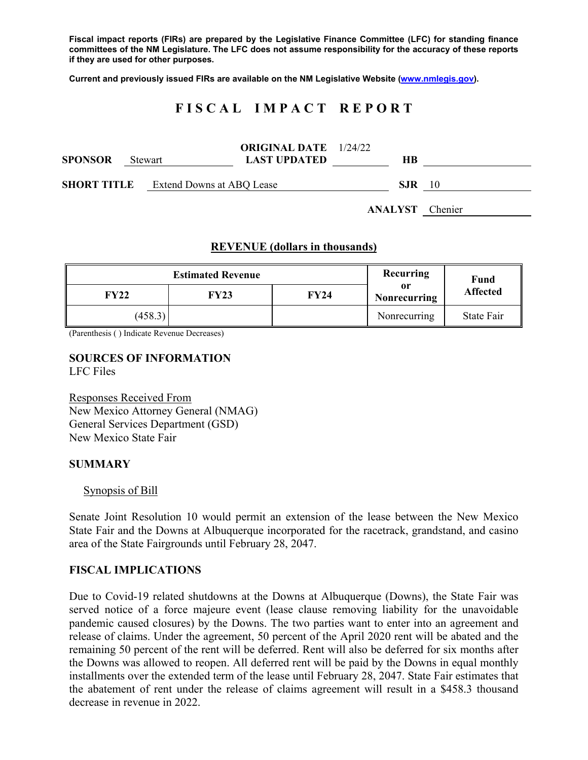**Fiscal impact reports (FIRs) are prepared by the Legislative Finance Committee (LFC) for standing finance committees of the NM Legislature. The LFC does not assume responsibility for the accuracy of these reports if they are used for other purposes.**

**Current and previously issued FIRs are available on the NM Legislative Website (www.nmlegis.gov).**

# FISCAL IMPACT REPORT

| | | | | | |
|---|---|---|---|---|---|
| **SPONSOR** | Stewart | **ORIGINAL DATE** / **LAST UPDATED** | 1/24/22 | **HB** | |
| **SHORT TITLE** | Extend Downs at ABQ Lease | | | **SJR** | 10 |
| | | | | **ANALYST** | Chenier |

## REVENUE (dollars in thousands)

| Estimated Revenue | | | Recurring or Nonrecurring | Fund Affected |
|---|---|---|---|---|
| **FY22** | **FY23** | **FY24** | | |
| (458.3) | | | Nonrecurring | State Fair |

(Parenthesis ( ) Indicate Revenue Decreases)

### SOURCES OF INFORMATION

LFC Files

Responses Received From
New Mexico Attorney General (NMAG)
General Services Department (GSD)
New Mexico State Fair

### SUMMARY

Synopsis of Bill

Senate Joint Resolution 10 would permit an extension of the lease between the New Mexico State Fair and the Downs at Albuquerque incorporated for the racetrack, grandstand, and casino area of the State Fairgrounds until February 28, 2047.

### FISCAL IMPLICATIONS

Due to Covid-19 related shutdowns at the Downs at Albuquerque (Downs), the State Fair was served notice of a force majeure event (lease clause removing liability for the unavoidable pandemic caused closures) by the Downs. The two parties want to enter into an agreement and release of claims. Under the agreement, 50 percent of the April 2020 rent will be abated and the remaining 50 percent of the rent will be deferred. Rent will also be deferred for six months after the Downs was allowed to reopen. All deferred rent will be paid by the Downs in equal monthly installments over the extended term of the lease until February 28, 2047. State Fair estimates that the abatement of rent under the release of claims agreement will result in a $458.3 thousand decrease in revenue in 2022.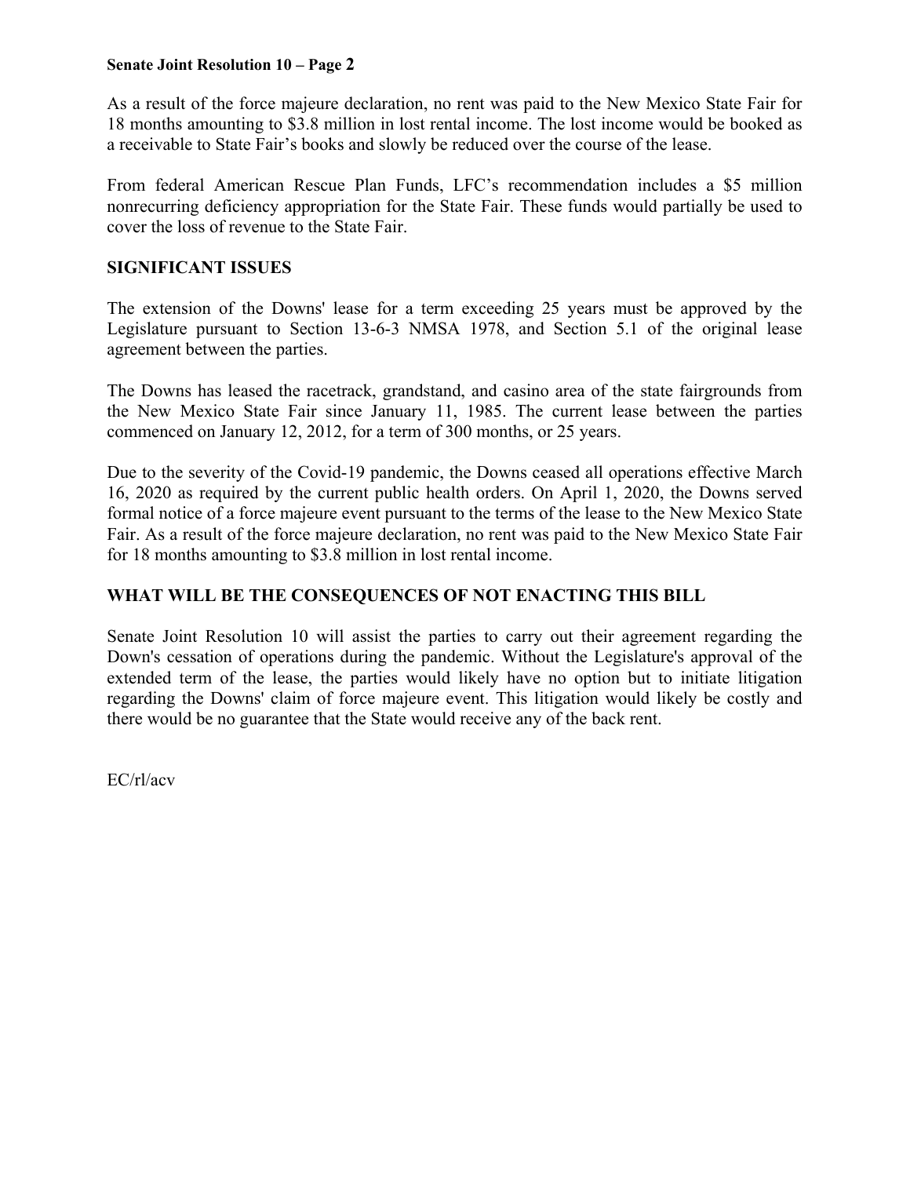As a result of the force majeure declaration, no rent was paid to the New Mexico State Fair for 18 months amounting to $3.8 million in lost rental income. The lost income would be booked as a receivable to State Fair's books and slowly be reduced over the course of the lease.

From federal American Rescue Plan Funds, LFC's recommendation includes a $5 million nonrecurring deficiency appropriation for the State Fair. These funds would partially be used to cover the loss of revenue to the State Fair.

## SIGNIFICANT ISSUES

The extension of the Downs' lease for a term exceeding 25 years must be approved by the Legislature pursuant to Section 13-6-3 NMSA 1978, and Section 5.1 of the original lease agreement between the parties.

The Downs has leased the racetrack, grandstand, and casino area of the state fairgrounds from the New Mexico State Fair since January 11, 1985. The current lease between the parties commenced on January 12, 2012, for a term of 300 months, or 25 years.

Due to the severity of the Covid-19 pandemic, the Downs ceased all operations effective March 16, 2020 as required by the current public health orders. On April 1, 2020, the Downs served formal notice of a force majeure event pursuant to the terms of the lease to the New Mexico State Fair. As a result of the force majeure declaration, no rent was paid to the New Mexico State Fair for 18 months amounting to $3.8 million in lost rental income.

## WHAT WILL BE THE CONSEQUENCES OF NOT ENACTING THIS BILL

Senate Joint Resolution 10 will assist the parties to carry out their agreement regarding the Down's cessation of operations during the pandemic. Without the Legislature's approval of the extended term of the lease, the parties would likely have no option but to initiate litigation regarding the Downs' claim of force majeure event. This litigation would likely be costly and there would be no guarantee that the State would receive any of the back rent.

EC/rl/acv